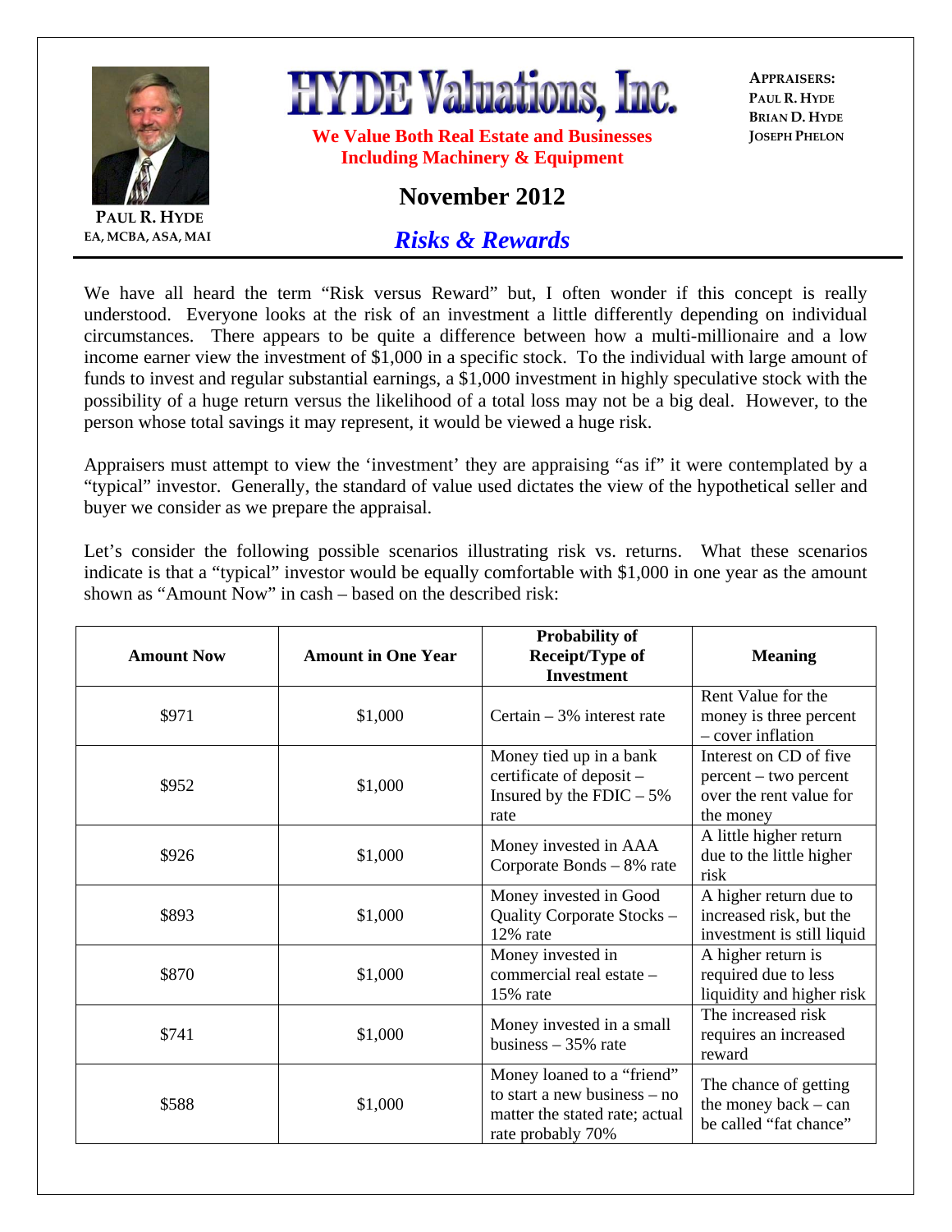**PAUL R. HYDE**
EA, MCBA, ASA, MAI

# HYDE Valuations, Inc.

**We Value Both Real Estate and Businesses Including Machinery & Equipment**

**APPRAISERS:**
**PAUL R. HYDE**
**BRIAN D. HYDE**
**JOSEPH PHELON**

## November 2012

## *Risks & Rewards*

We have all heard the term "Risk versus Reward" but, I often wonder if this concept is really understood. Everyone looks at the risk of an investment a little differently depending on individual circumstances. There appears to be quite a difference between how a multi-millionaire and a low income earner view the investment of $1,000 in a specific stock. To the individual with large amount of funds to invest and regular substantial earnings, a $1,000 investment in highly speculative stock with the possibility of a huge return versus the likelihood of a total loss may not be a big deal. However, to the person whose total savings it may represent, it would be viewed a huge risk.

Appraisers must attempt to view the 'investment' they are appraising "as if" it were contemplated by a "typical" investor. Generally, the standard of value used dictates the view of the hypothetical seller and buyer we consider as we prepare the appraisal.

Let's consider the following possible scenarios illustrating risk vs. returns. What these scenarios indicate is that a "typical" investor would be equally comfortable with $1,000 in one year as the amount shown as "Amount Now" in cash – based on the described risk:

| Amount Now | Amount in One Year | Probability of Receipt/Type of Investment | Meaning |
|---|---|---|---|
| $971 | $1,000 | Certain – 3% interest rate | Rent Value for the money is three percent – cover inflation |
| $952 | $1,000 | Money tied up in a bank certificate of deposit – Insured by the FDIC – 5% rate | Interest on CD of five percent – two percent over the rent value for the money |
| $926 | $1,000 | Money invested in AAA Corporate Bonds – 8% rate | A little higher return due to the little higher risk |
| $893 | $1,000 | Money invested in Good Quality Corporate Stocks – 12% rate | A higher return due to increased risk, but the investment is still liquid |
| $870 | $1,000 | Money invested in commercial real estate – 15% rate | A higher return is required due to less liquidity and higher risk |
| $741 | $1,000 | Money invested in a small business – 35% rate | The increased risk requires an increased reward |
| $588 | $1,000 | Money loaned to a "friend" to start a new business – no matter the stated rate; actual rate probably 70% | The chance of getting the money back – can be called "fat chance" |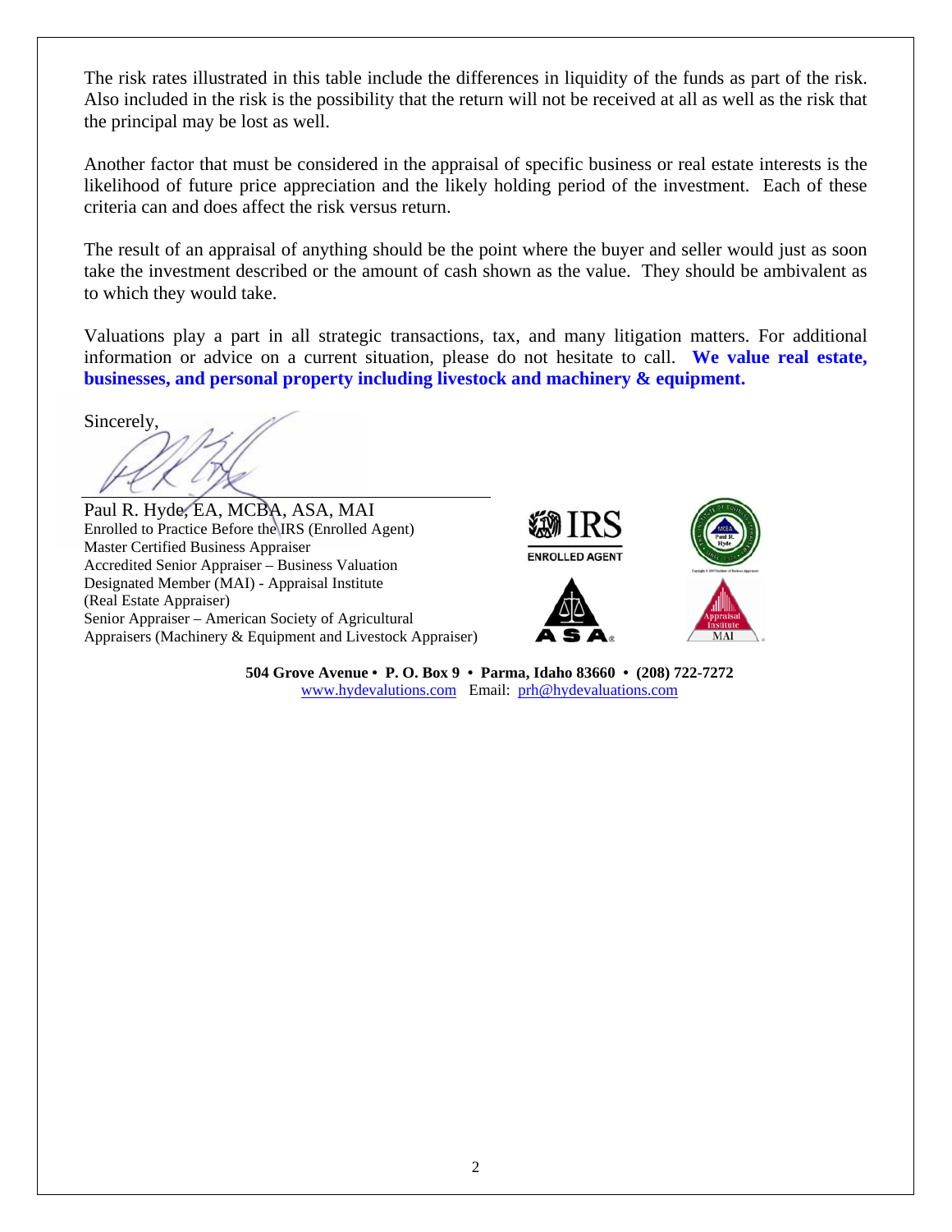The risk rates illustrated in this table include the differences in liquidity of the funds as part of the risk. Also included in the risk is the possibility that the return will not be received at all as well as the risk that the principal may be lost as well.

Another factor that must be considered in the appraisal of specific business or real estate interests is the likelihood of future price appreciation and the likely holding period of the investment. Each of these criteria can and does affect the risk versus return.

The result of an appraisal of anything should be the point where the buyer and seller would just as soon take the investment described or the amount of cash shown as the value. They should be ambivalent as to which they would take.

Valuations play a part in all strategic transactions, tax, and many litigation matters. For additional information or advice on a current situation, please do not hesitate to call. **We value real estate, businesses, and personal property including livestock and machinery & equipment.**

Sincerely,

Paul R. Hyde, EA, MCBA, ASA, MAI
Enrolled to Practice Before the IRS (Enrolled Agent)
Master Certified Business Appraiser
Accredited Senior Appraiser – Business Valuation
Designated Member (MAI) - Appraisal Institute
(Real Estate Appraiser)
Senior Appraiser – American Society of Agricultural
Appraisers (Machinery & Equipment and Livestock Appraiser)

IRS ENROLLED AGENT

ASA

Appraisal Institute MAI

**504 Grove Avenue • P. O. Box 9 • Parma, Idaho 83660 • (208) 722-7272**
www.hydevalutions.com Email: prh@hydevaluations.com